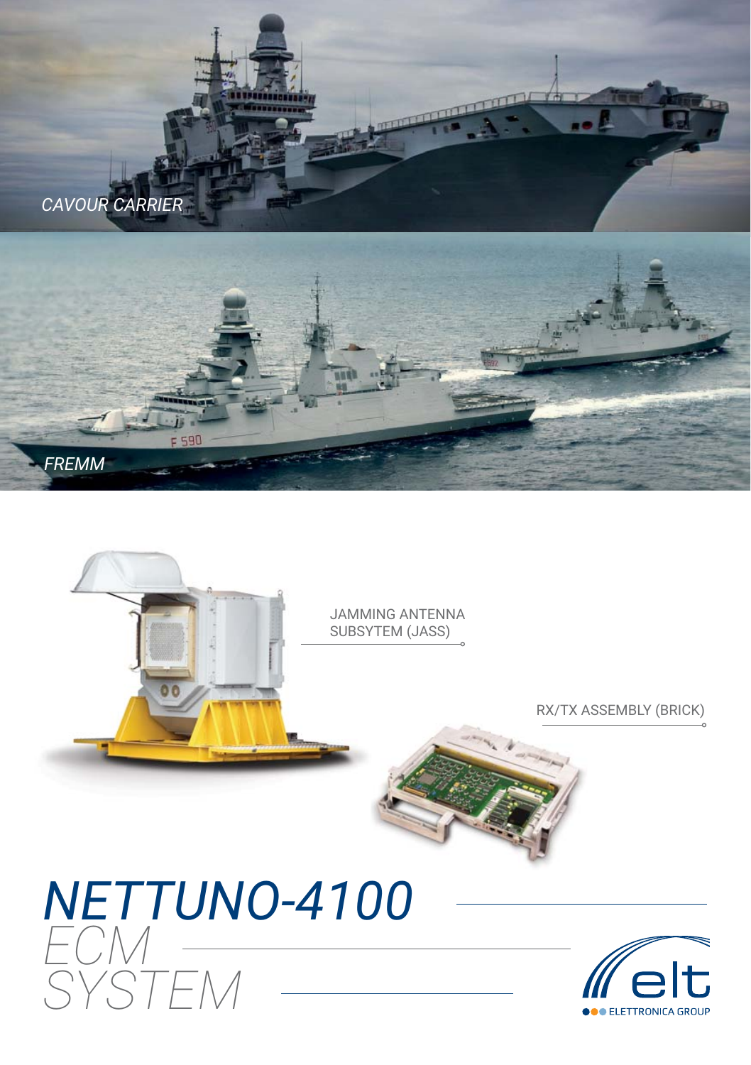*CAVOUR CARRIER*

*FREMM*

JAMMING ANTENNA SUBSYTEM (JASS)

RX/TX ASSEMBLY (BRICK)

# *NETTUNO-4100*

## *ECM SYSTEM*

elt

ELETTRONICA GROUP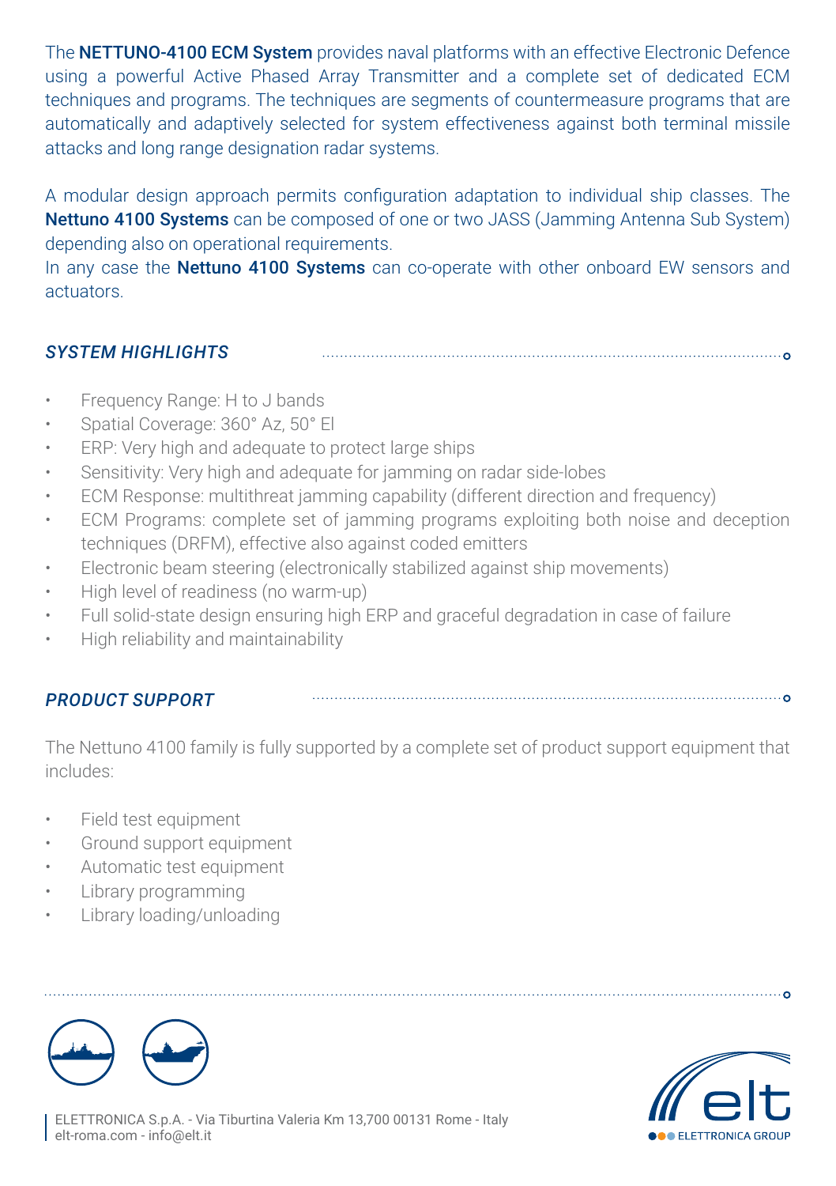The **NETTUNO-4100 ECM System** provides naval platforms with an effective Electronic Defence using a powerful Active Phased Array Transmitter and a complete set of dedicated ECM techniques and programs. The techniques are segments of countermeasure programs that are automatically and adaptively selected for system effectiveness against both terminal missile attacks and long range designation radar systems.

A modular design approach permits configuration adaptation to individual ship classes. The **Nettuno 4100 Systems** can be composed of one or two JASS (Jamming Antenna Sub System) depending also on operational requirements.
In any case the **Nettuno 4100 Systems** can co-operate with other onboard EW sensors and actuators.

## *SYSTEM HIGHLIGHTS*

- Frequency Range: H to J bands
- Spatial Coverage: 360° Az, 50° El
- ERP: Very high and adequate to protect large ships
- Sensitivity: Very high and adequate for jamming on radar side-lobes
- ECM Response: multithreat jamming capability (different direction and frequency)
- ECM Programs: complete set of jamming programs exploiting both noise and deception techniques (DRFM), effective also against coded emitters
- Electronic beam steering (electronically stabilized against ship movements)
- High level of readiness (no warm-up)
- Full solid-state design ensuring high ERP and graceful degradation in case of failure
- High reliability and maintainability

## *PRODUCT SUPPORT*

The Nettuno 4100 family is fully supported by a complete set of product support equipment that includes:

- Field test equipment
- Ground support equipment
- Automatic test equipment
- Library programming
- Library loading/unloading

ELETTRONICA S.p.A. - Via Tiburtina Valeria Km 13,700 00131 Rome - Italy
elt-roma.com - info@elt.it

elt
ELETTRONICA GROUP